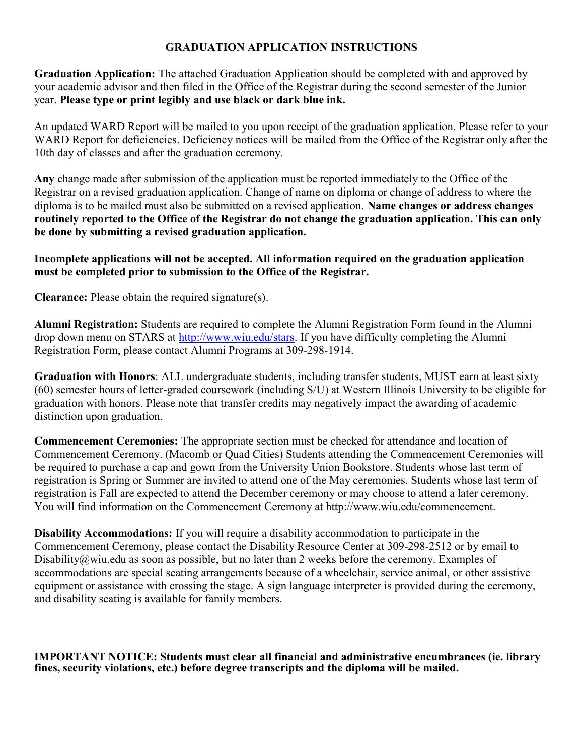# GRADUATION APPLICATION INSTRUCTIONS

**Graduation Application:** The attached Graduation Application should be completed with and approved by your academic advisor and then filed in the Office of the Registrar during the second semester of the Junior year. **Please type or print legibly and use black or dark blue ink.**

An updated WARD Report will be mailed to you upon receipt of the graduation application. Please refer to your WARD Report for deficiencies. Deficiency notices will be mailed from the Office of the Registrar only after the 10th day of classes and after the graduation ceremony.

**Any** change made after submission of the application must be reported immediately to the Office of the Registrar on a revised graduation application. Change of name on diploma or change of address to where the diploma is to be mailed must also be submitted on a revised application. **Name changes or address changes routinely reported to the Office of the Registrar do not change the graduation application. This can only be done by submitting a revised graduation application.**

**Incomplete applications will not be accepted. All information required on the graduation application must be completed prior to submission to the Office of the Registrar.**

**Clearance:** Please obtain the required signature(s).

**Alumni Registration:** Students are required to complete the Alumni Registration Form found in the Alumni drop down menu on STARS at http://www.wiu.edu/stars. If you have difficulty completing the Alumni Registration Form, please contact Alumni Programs at 309-298-1914.

**Graduation with Honors**: ALL undergraduate students, including transfer students, MUST earn at least sixty (60) semester hours of letter-graded coursework (including S/U) at Western Illinois University to be eligible for graduation with honors. Please note that transfer credits may negatively impact the awarding of academic distinction upon graduation.

**Commencement Ceremonies:** The appropriate section must be checked for attendance and location of Commencement Ceremony. (Macomb or Quad Cities) Students attending the Commencement Ceremonies will be required to purchase a cap and gown from the University Union Bookstore. Students whose last term of registration is Spring or Summer are invited to attend one of the May ceremonies. Students whose last term of registration is Fall are expected to attend the December ceremony or may choose to attend a later ceremony. You will find information on the Commencement Ceremony at http://www.wiu.edu/commencement.

**Disability Accommodations:** If you will require a disability accommodation to participate in the Commencement Ceremony, please contact the Disability Resource Center at 309-298-2512 or by email to Disability@wiu.edu as soon as possible, but no later than 2 weeks before the ceremony. Examples of accommodations are special seating arrangements because of a wheelchair, service animal, or other assistive equipment or assistance with crossing the stage. A sign language interpreter is provided during the ceremony, and disability seating is available for family members.

**IMPORTANT NOTICE: Students must clear all financial and administrative encumbrances (ie. library fines, security violations, etc.) before degree transcripts and the diploma will be mailed.**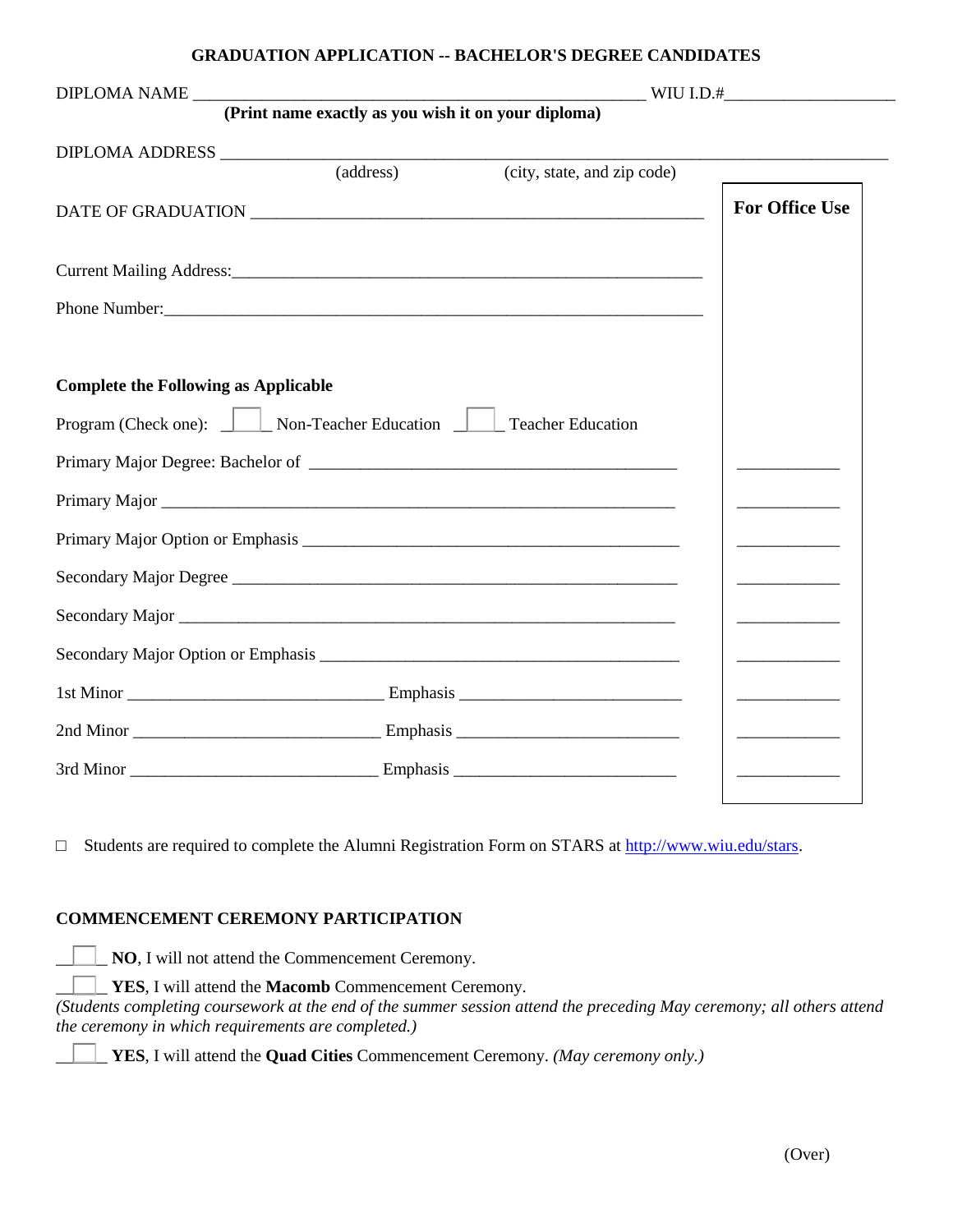**GRADUATION APPLICATION -- BACHELOR'S DEGREE CANDIDATES**

DIPLOMA NAME ____________________________________________________ WIU I.D.#____________________

**(Print name exactly as you wish it on your diploma)**

DIPLOMA ADDRESS ______________________________________________________________________________

(address) (city, state, and zip code)

DATE OF GRADUATION _____________________________________________________

Current Mailing Address:________________________________________________________

Phone Number:_________________________________________________________________

**For Office Use**

**Complete the Following as Applicable**

Program (Check one): ☐ Non-Teacher Education ☐ Teacher Education

Primary Major Degree: Bachelor of _________________________________________ ____________

Primary Major ____________________________________________________________ ____________

Primary Major Option or Emphasis __________________________________________ ____________

Secondary Major Degree ___________________________________________________ ____________

Secondary Major __________________________________________________________ ____________

Secondary Major Option or Emphasis ________________________________________ ____________

1st Minor _____________________________ Emphasis _________________________ ____________

2nd Minor _____________________________ Emphasis _________________________ ____________

3rd Minor _____________________________ Emphasis _________________________ ____________

☐ Students are required to complete the Alumni Registration Form on STARS at http://www.wiu.edu/stars.

**COMMENCEMENT CEREMONY PARTICIPATION**

☐ **NO**, I will not attend the Commencement Ceremony.

☐ **YES**, I will attend the **Macomb** Commencement Ceremony.
*(Students completing coursework at the end of the summer session attend the preceding May ceremony; all others attend the ceremony in which requirements are completed.)*

☐ **YES**, I will attend the **Quad Cities** Commencement Ceremony. *(May ceremony only.)*

(Over)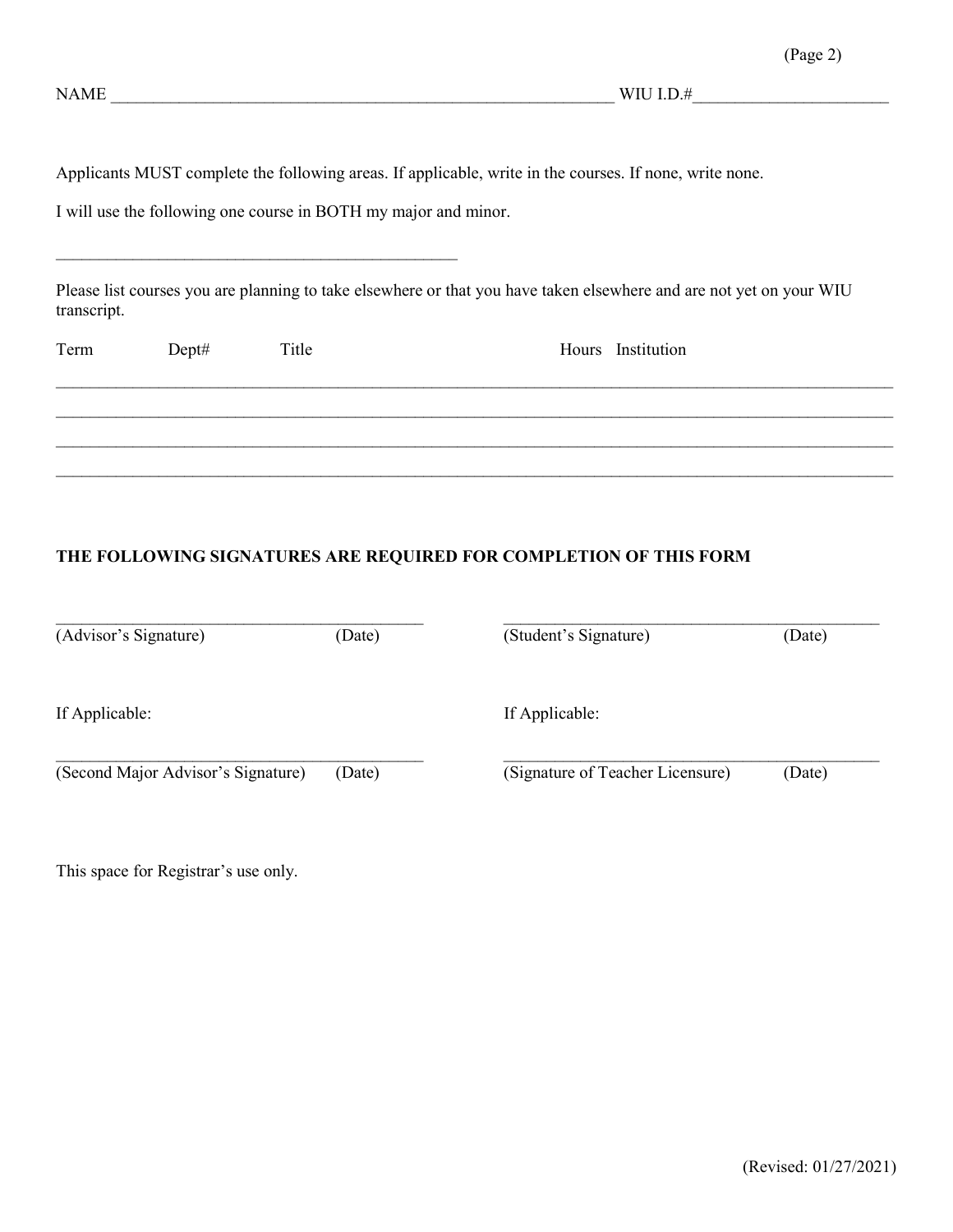NAME ____________________________________________________________ WIU I.D.#_______________________

Applicants MUST complete the following areas. If applicable, write in the courses. If none, write none.

I will use the following one course in BOTH my major and minor.

________________________________________________

Please list courses you are planning to take elsewhere or that you have taken elsewhere and are not yet on your WIU transcript.

| Term | Dept# | Title | Hours | Institution |
|---|---|---|---|---|
| | | | | |
| | | | | |
| | | | | |
| | | | | |

**THE FOLLOWING SIGNATURES ARE REQUIRED FOR COMPLETION OF THIS FORM**

_____________________________________________
(Advisor's Signature) (Date)

_____________________________________________
(Student's Signature) (Date)

If Applicable:

_____________________________________________
(Second Major Advisor's Signature) (Date)

If Applicable:

_____________________________________________
(Signature of Teacher Licensure) (Date)

This space for Registrar's use only.

(Revised: 01/27/2021)